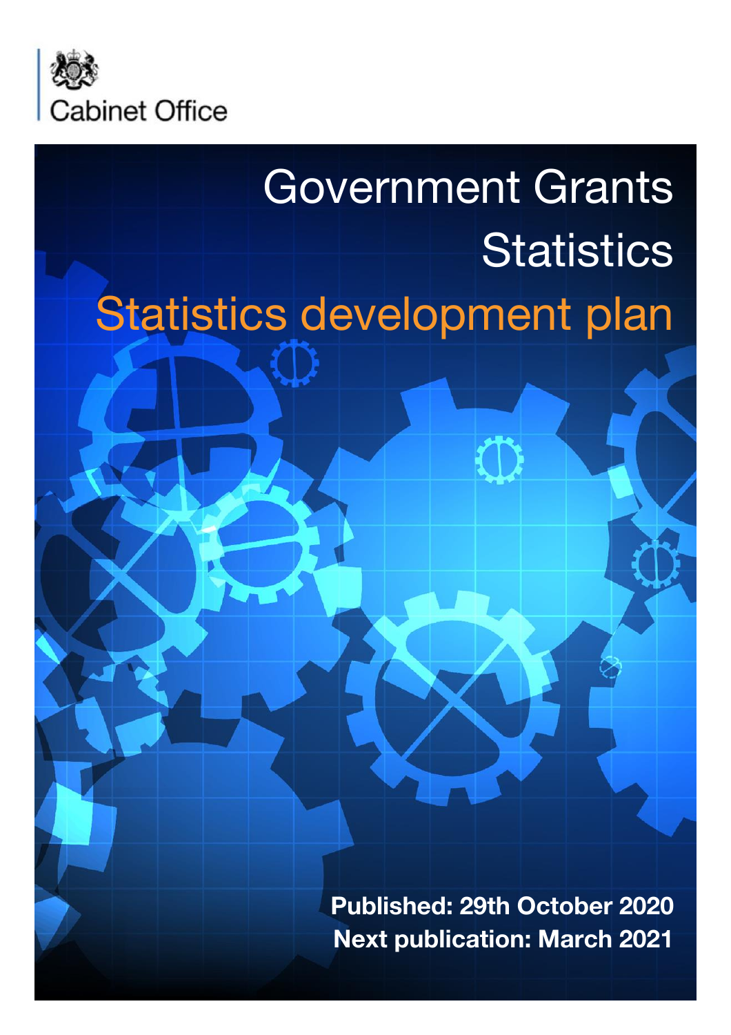Cabinet Office

# Government Grants Statistics

## Statistics development plan

**Published: 29th October 2020**

**Next publication: March 2021**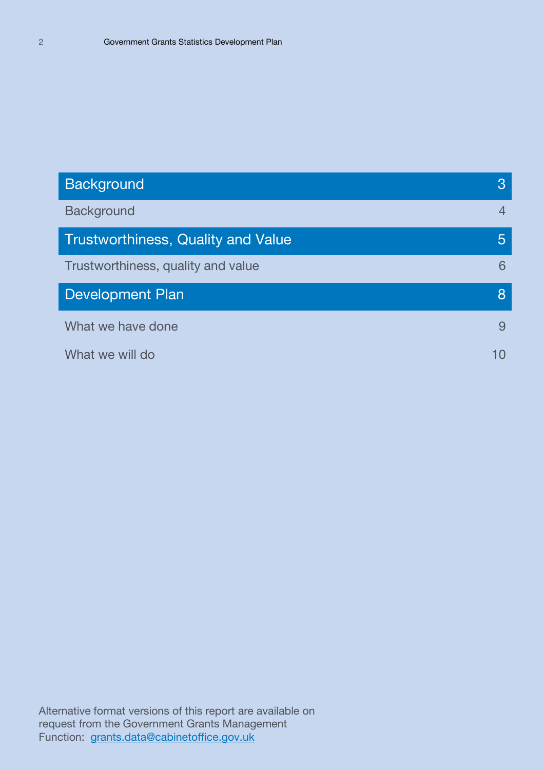| Section | Page |
|---|---|
| **Background** | **3** |
| Background | 4 |
| **Trustworthiness, Quality and Value** | **5** |
| Trustworthiness, quality and value | 6 |
| **Development Plan** | **8** |
| What we have done | 9 |
| What we will do | 10 |

Alternative format versions of this report are available on request from the Government Grants Management Function: [grants.data@cabinetoffice.gov.uk](mailto:grants.data@cabinetoffice.gov.uk)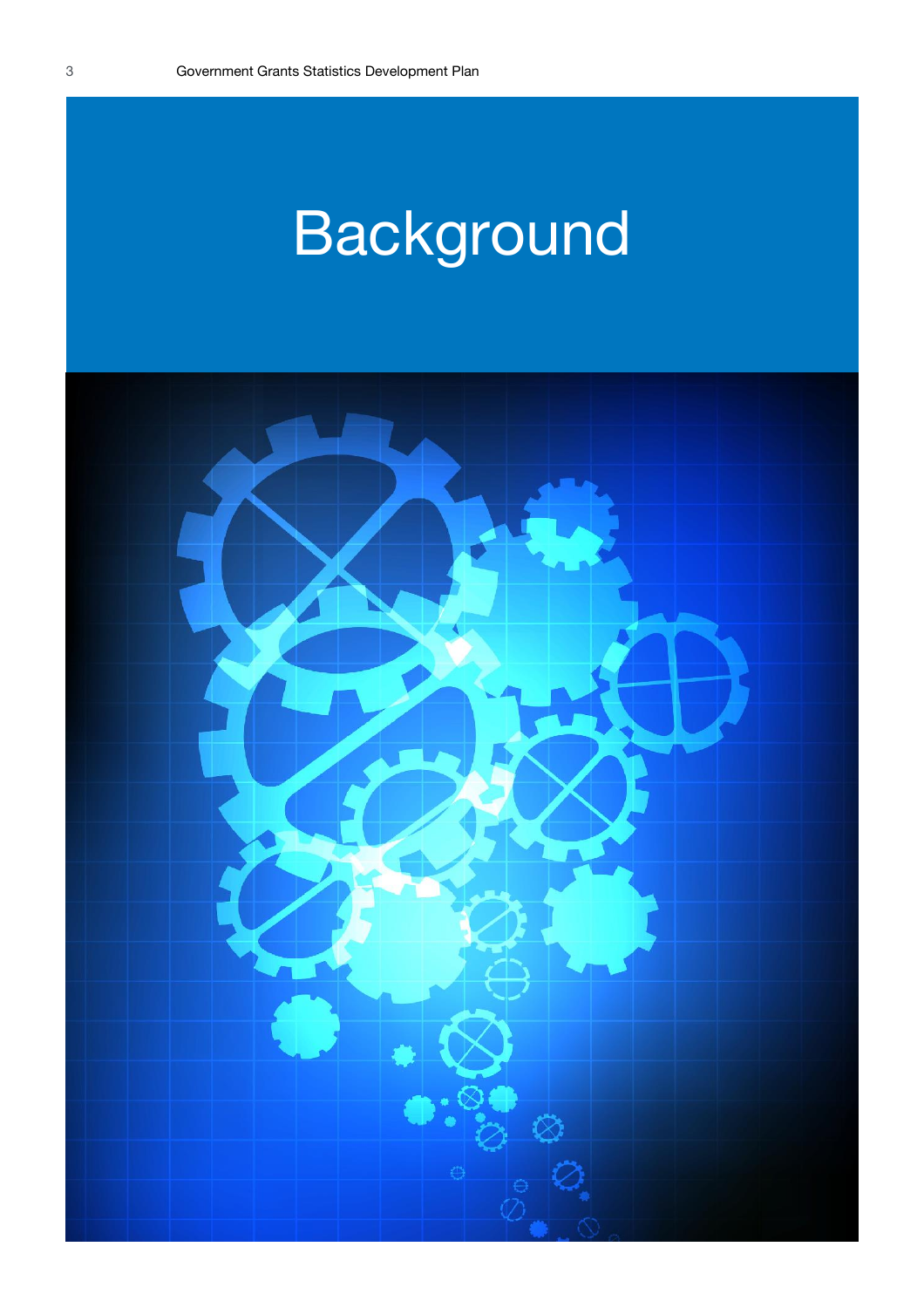# Background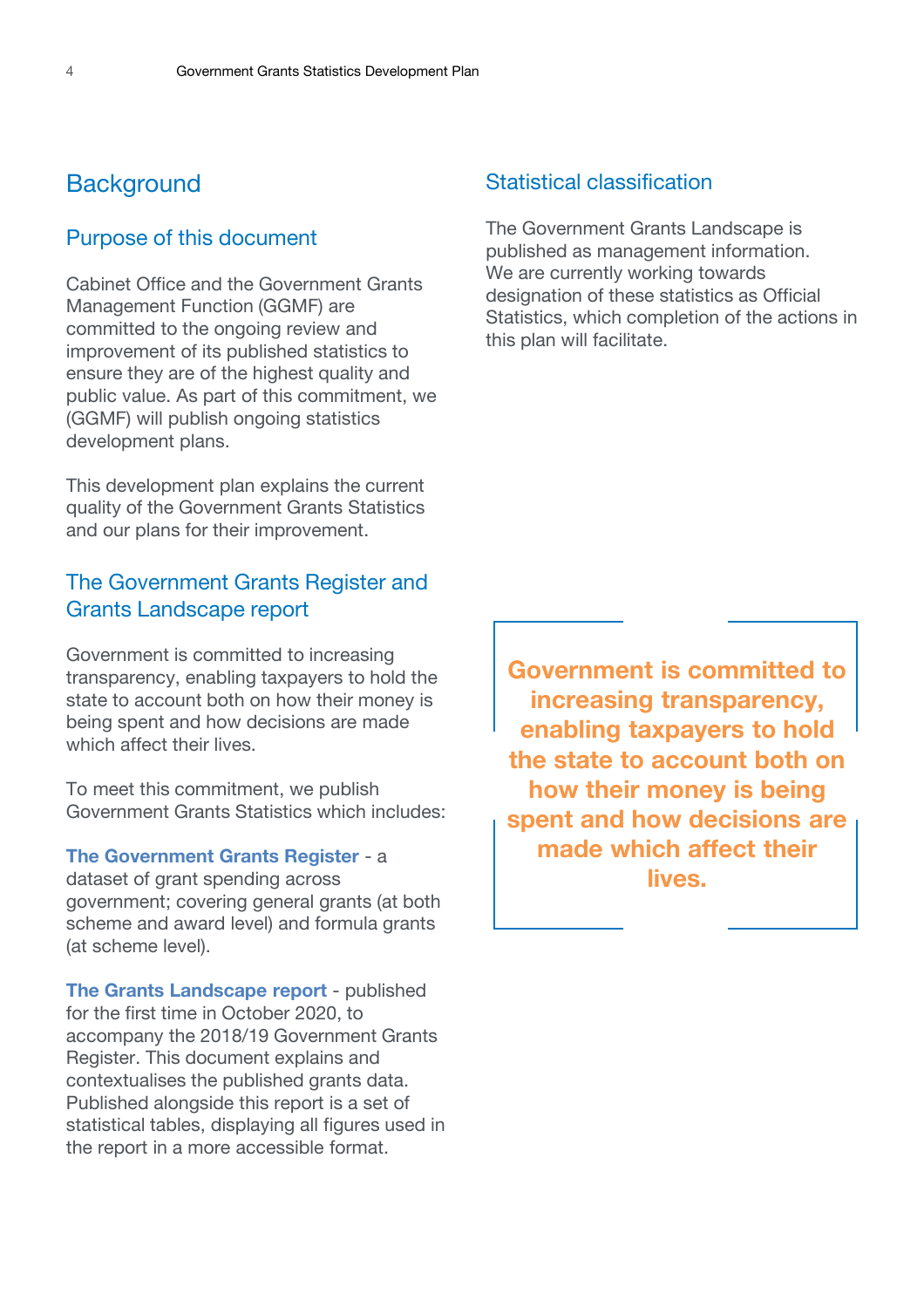# Background

## Purpose of this document

Cabinet Office and the Government Grants Management Function (GGMF) are committed to the ongoing review and improvement of its published statistics to ensure they are of the highest quality and public value. As part of this commitment, we (GGMF) will publish ongoing statistics development plans.

This development plan explains the current quality of the Government Grants Statistics and our plans for their improvement.

## The Government Grants Register and Grants Landscape report

Government is committed to increasing transparency, enabling taxpayers to hold the state to account both on how their money is being spent and how decisions are made which affect their lives.

To meet this commitment, we publish Government Grants Statistics which includes:

**The Government Grants Register** - a dataset of grant spending across government; covering general grants (at both scheme and award level) and formula grants (at scheme level).

**The Grants Landscape report** - published for the first time in October 2020, to accompany the 2018/19 Government Grants Register. This document explains and contextualises the published grants data. Published alongside this report is a set of statistical tables, displaying all figures used in the report in a more accessible format.

## Statistical classification

The Government Grants Landscape is published as management information. We are currently working towards designation of these statistics as Official Statistics, which completion of the actions in this plan will facilitate.

**Government is committed to increasing transparency, enabling taxpayers to hold the state to account both on how their money is being spent and how decisions are made which affect their lives.**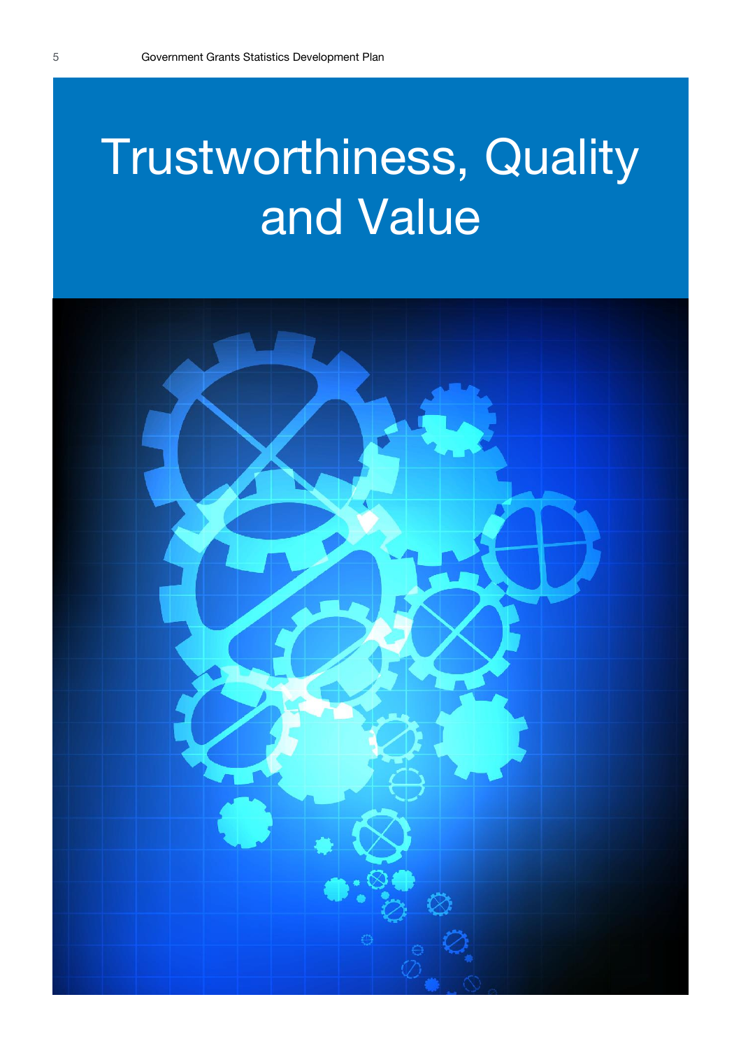# Trustworthiness, Quality and Value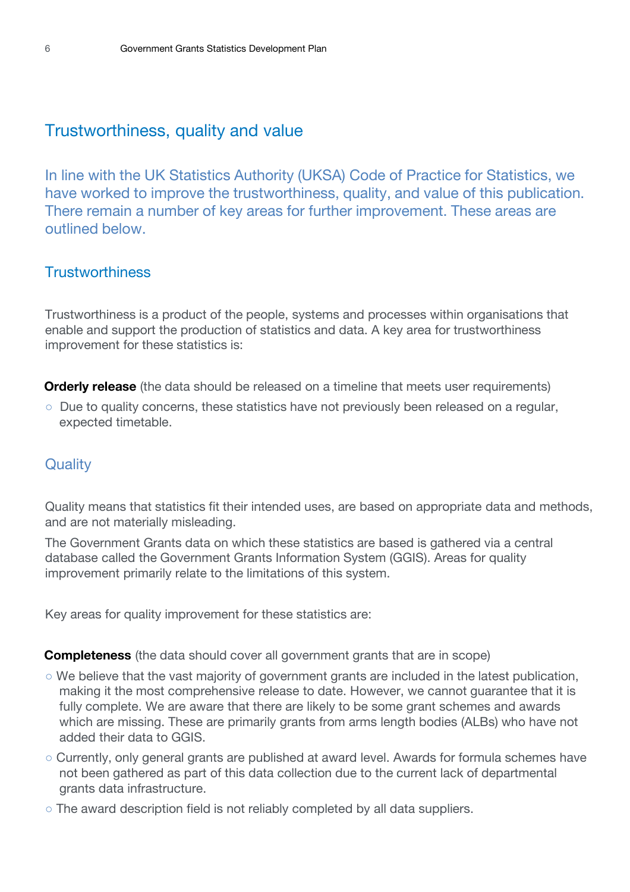## Trustworthiness, quality and value

In line with the UK Statistics Authority (UKSA) Code of Practice for Statistics, we have worked to improve the trustworthiness, quality, and value of this publication. There remain a number of key areas for further improvement. These areas are outlined below.

### Trustworthiness

Trustworthiness is a product of the people, systems and processes within organisations that enable and support the production of statistics and data. A key area for trustworthiness improvement for these statistics is:

**Orderly release** (the data should be released on a timeline that meets user requirements)

- Due to quality concerns, these statistics have not previously been released on a regular, expected timetable.

### Quality

Quality means that statistics fit their intended uses, are based on appropriate data and methods, and are not materially misleading.

The Government Grants data on which these statistics are based is gathered via a central database called the Government Grants Information System (GGIS). Areas for quality improvement primarily relate to the limitations of this system.

Key areas for quality improvement for these statistics are:

**Completeness** (the data should cover all government grants that are in scope)

- We believe that the vast majority of government grants are included in the latest publication, making it the most comprehensive release to date. However, we cannot guarantee that it is fully complete. We are aware that there are likely to be some grant schemes and awards which are missing. These are primarily grants from arms length bodies (ALBs) who have not added their data to GGIS.
- Currently, only general grants are published at award level. Awards for formula schemes have not been gathered as part of this data collection due to the current lack of departmental grants data infrastructure.
- The award description field is not reliably completed by all data suppliers.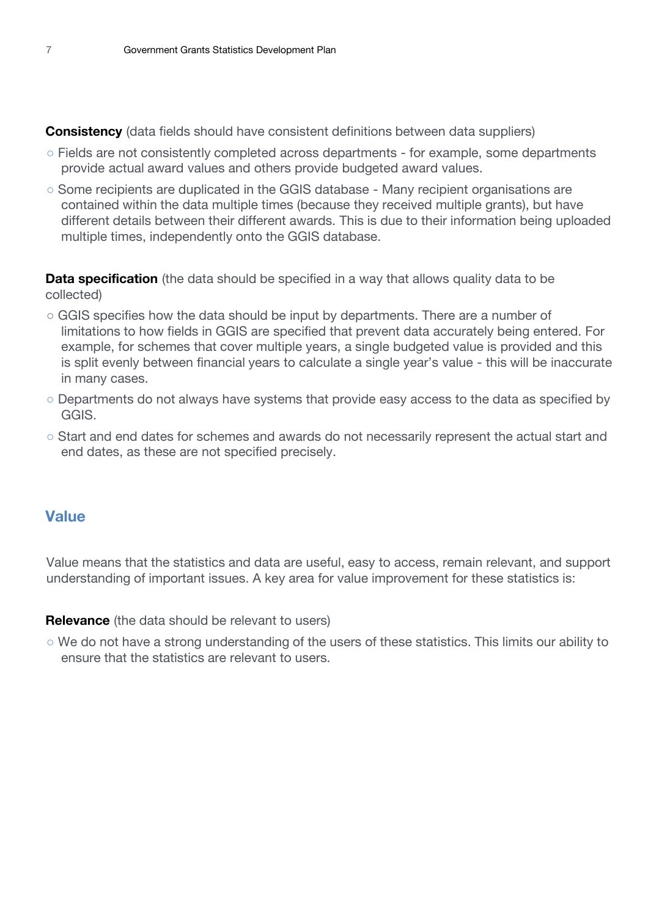**Consistency** (data fields should have consistent definitions between data suppliers)

- Fields are not consistently completed across departments - for example, some departments provide actual award values and others provide budgeted award values.
- Some recipients are duplicated in the GGIS database - Many recipient organisations are contained within the data multiple times (because they received multiple grants), but have different details between their different awards. This is due to their information being uploaded multiple times, independently onto the GGIS database.

**Data specification** (the data should be specified in a way that allows quality data to be collected)

- GGIS specifies how the data should be input by departments. There are a number of limitations to how fields in GGIS are specified that prevent data accurately being entered. For example, for schemes that cover multiple years, a single budgeted value is provided and this is split evenly between financial years to calculate a single year's value - this will be inaccurate in many cases.
- Departments do not always have systems that provide easy access to the data as specified by GGIS.
- Start and end dates for schemes and awards do not necessarily represent the actual start and end dates, as these are not specified precisely.

## Value

Value means that the statistics and data are useful, easy to access, remain relevant, and support understanding of important issues. A key area for value improvement for these statistics is:

**Relevance** (the data should be relevant to users)

- We do not have a strong understanding of the users of these statistics. This limits our ability to ensure that the statistics are relevant to users.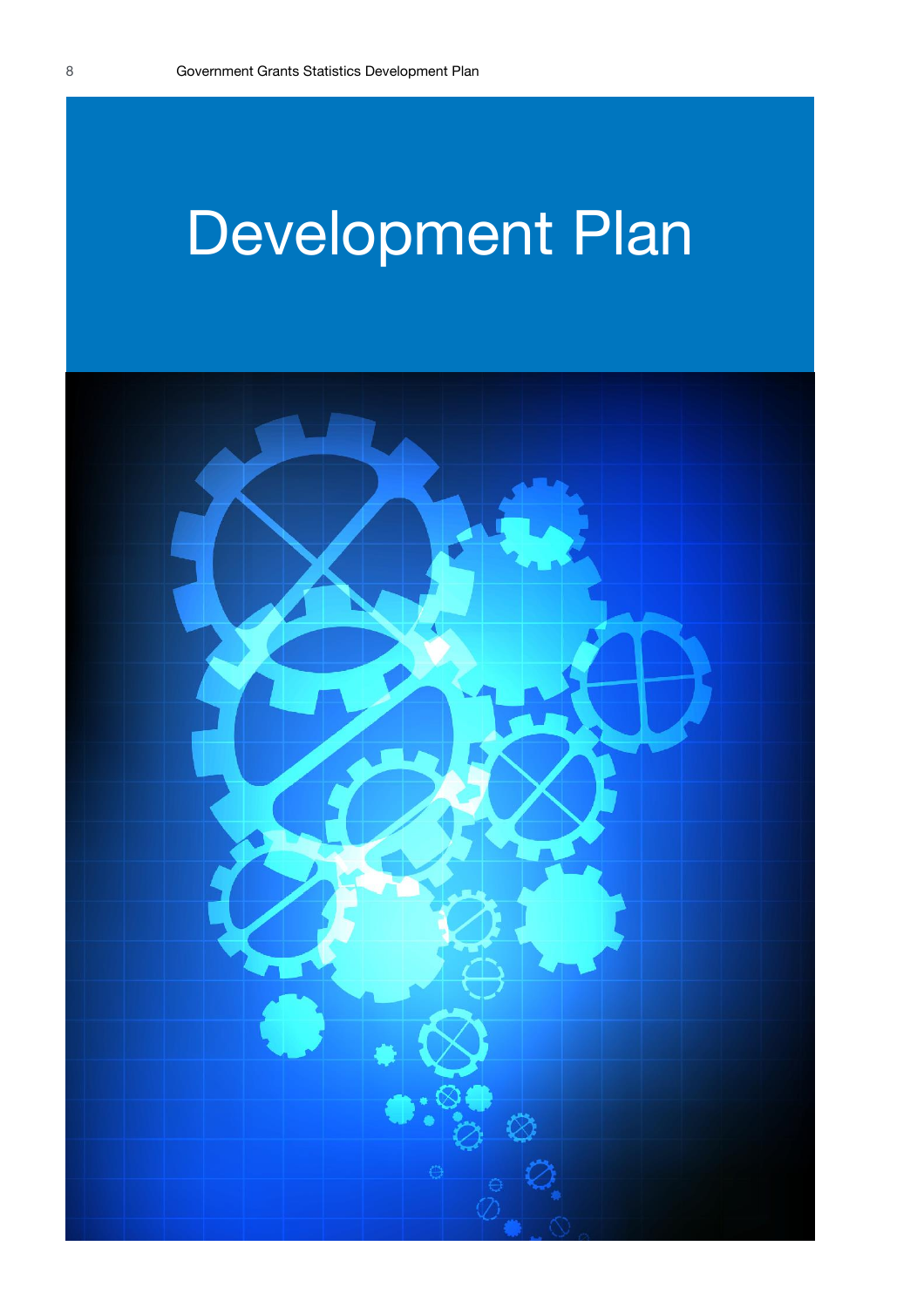# Development Plan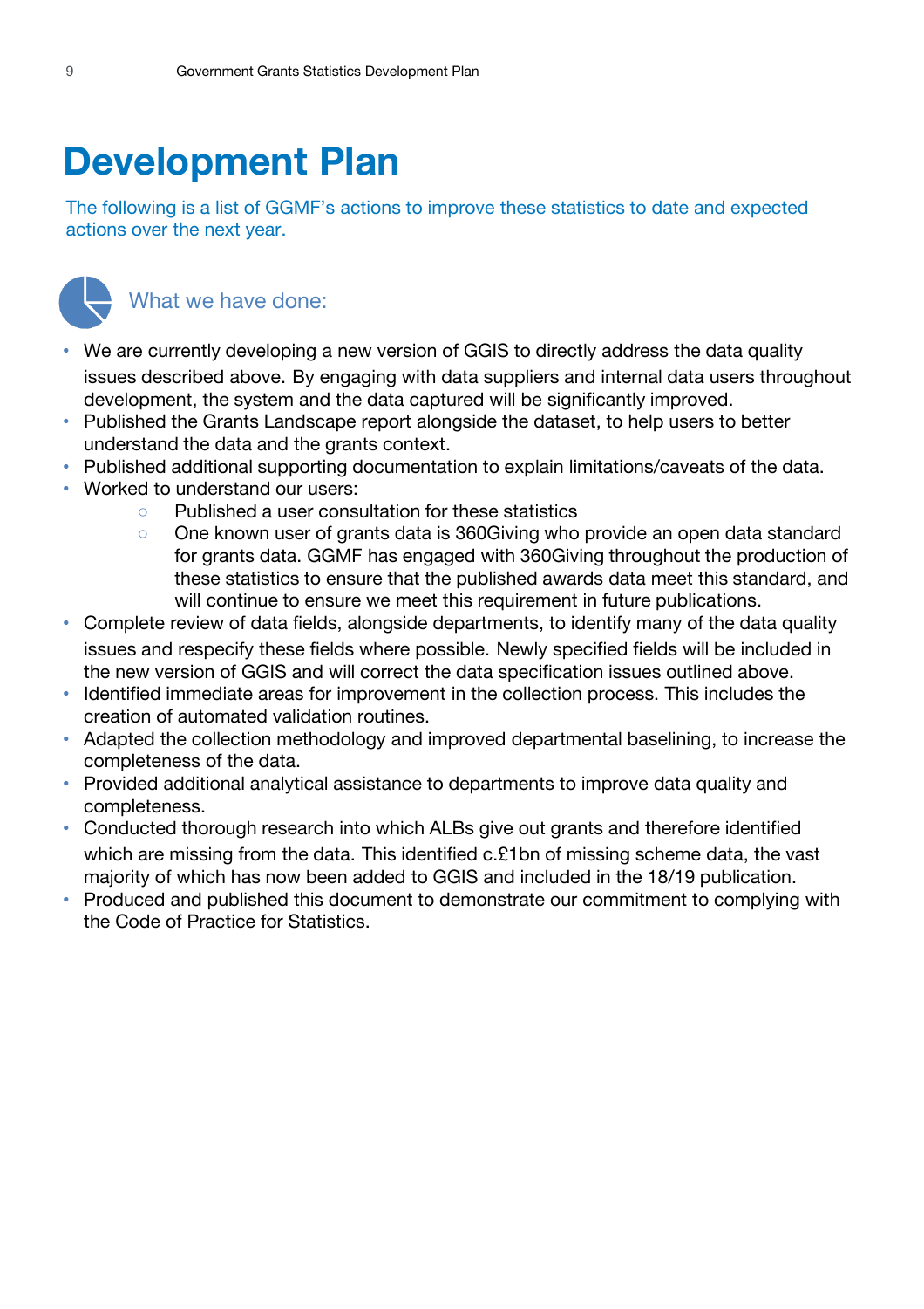# Development Plan

The following is a list of GGMF's actions to improve these statistics to date and expected actions over the next year.

## What we have done:

- We are currently developing a new version of GGIS to directly address the data quality issues described above. By engaging with data suppliers and internal data users throughout development, the system and the data captured will be significantly improved.
- Published the Grants Landscape report alongside the dataset, to help users to better understand the data and the grants context.
- Published additional supporting documentation to explain limitations/caveats of the data.
- Worked to understand our users:
    - Published a user consultation for these statistics
    - One known user of grants data is 360Giving who provide an open data standard for grants data. GGMF has engaged with 360Giving throughout the production of these statistics to ensure that the published awards data meet this standard, and will continue to ensure we meet this requirement in future publications.
- Complete review of data fields, alongside departments, to identify many of the data quality issues and respecify these fields where possible. Newly specified fields will be included in the new version of GGIS and will correct the data specification issues outlined above.
- Identified immediate areas for improvement in the collection process. This includes the creation of automated validation routines.
- Adapted the collection methodology and improved departmental baselining, to increase the completeness of the data.
- Provided additional analytical assistance to departments to improve data quality and completeness.
- Conducted thorough research into which ALBs give out grants and therefore identified which are missing from the data. This identified c.£1bn of missing scheme data, the vast majority of which has now been added to GGIS and included in the 18/19 publication.
- Produced and published this document to demonstrate our commitment to complying with the Code of Practice for Statistics.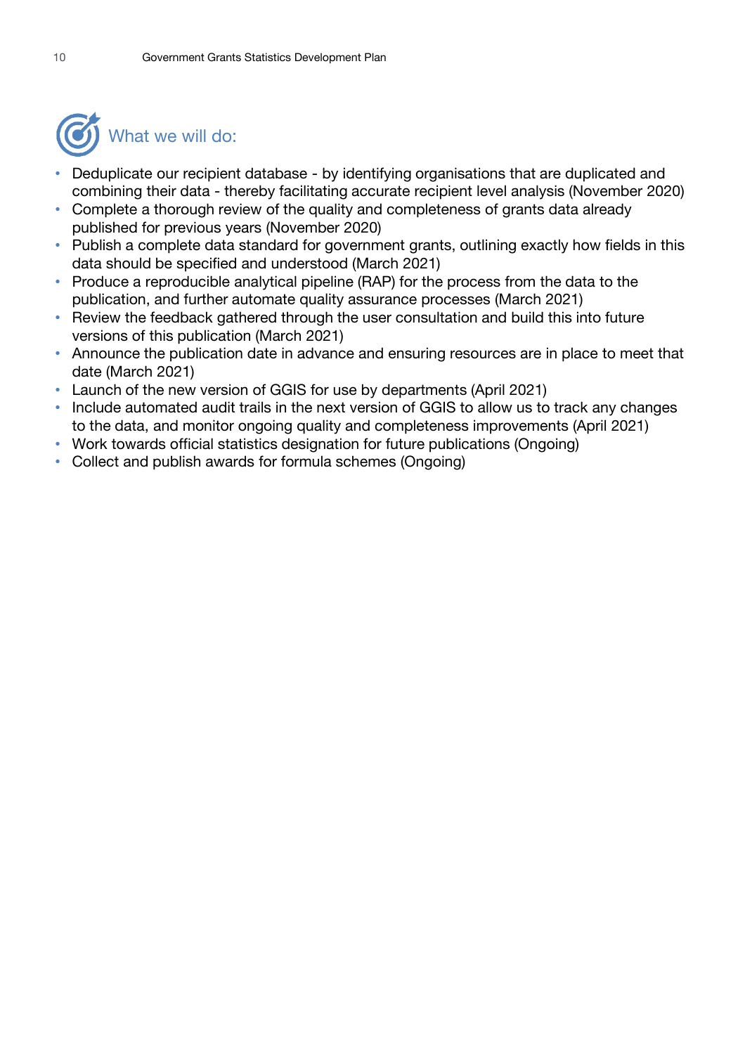## What we will do:

- Deduplicate our recipient database - by identifying organisations that are duplicated and combining their data - thereby facilitating accurate recipient level analysis (November 2020)
- Complete a thorough review of the quality and completeness of grants data already published for previous years (November 2020)
- Publish a complete data standard for government grants, outlining exactly how fields in this data should be specified and understood (March 2021)
- Produce a reproducible analytical pipeline (RAP) for the process from the data to the publication, and further automate quality assurance processes (March 2021)
- Review the feedback gathered through the user consultation and build this into future versions of this publication (March 2021)
- Announce the publication date in advance and ensuring resources are in place to meet that date (March 2021)
- Launch of the new version of GGIS for use by departments (April 2021)
- Include automated audit trails in the next version of GGIS to allow us to track any changes to the data, and monitor ongoing quality and completeness improvements (April 2021)
- Work towards official statistics designation for future publications (Ongoing)
- Collect and publish awards for formula schemes (Ongoing)